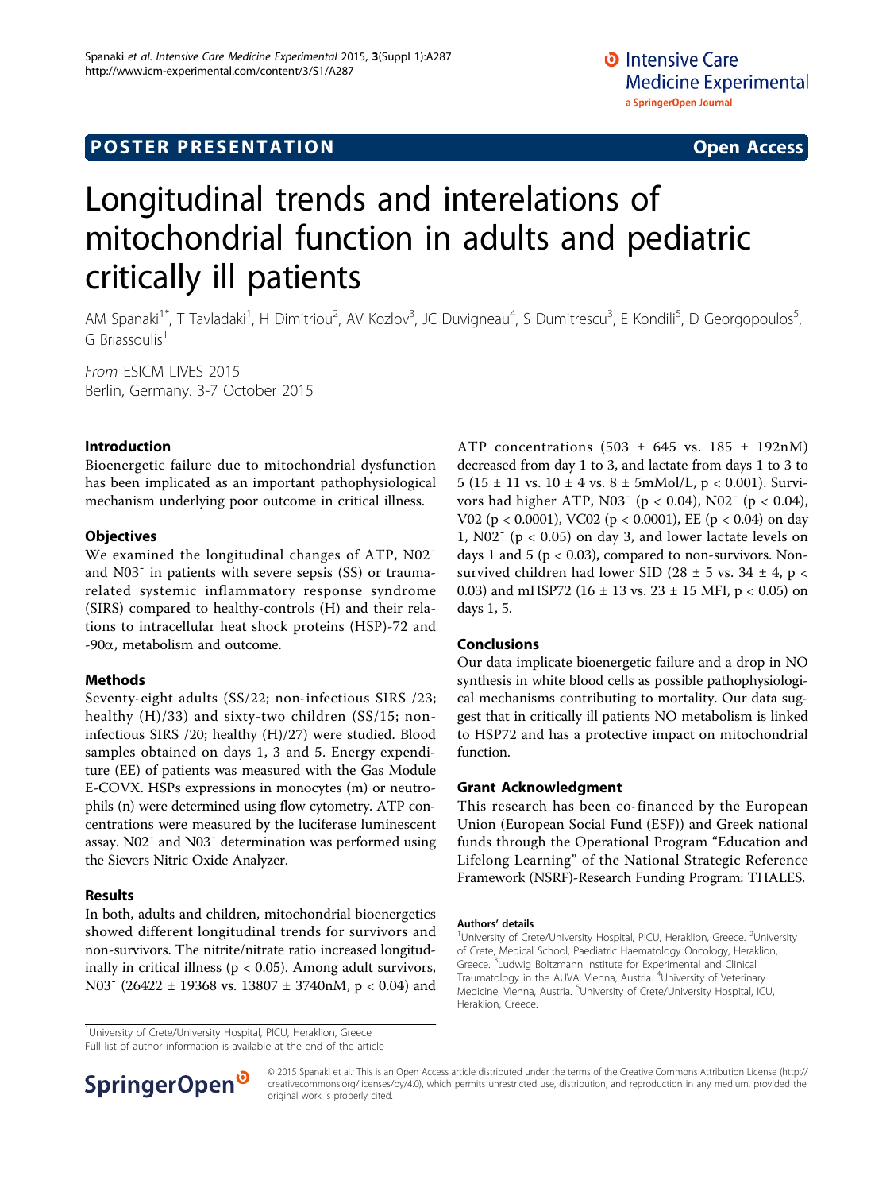POSTER PRESENTATION Open Access

# Longitudinal trends and interelations of mitochondrial function in adults and pediatric critically ill patients

AM Spanaki[1*], T Tavladaki[1], H Dimitriou[2], AV Kozlov[3], JC Duvigneau[4], S Dumitrescu[3], E Kondili[5], D Georgopoulos[5], G Briassoulis[1]

*From* ESICM LIVES 2015
Berlin, Germany. 3-7 October 2015

## Introduction

Bioenergetic failure due to mitochondrial dysfunction has been implicated as an important pathophysiological mechanism underlying poor outcome in critical illness.

## Objectives

We examined the longitudinal changes of ATP, $N02^-$ and $N03^-$ in patients with severe sepsis (SS) or trauma-related systemic inflammatory response syndrome (SIRS) compared to healthy-controls (H) and their relations to intracellular heat shock proteins (HSP)-72 and -90$\alpha$, metabolism and outcome.

## Methods

Seventy-eight adults (SS/22; non-infectious SIRS /23; healthy (H)/33) and sixty-two children (SS/15; non-infectious SIRS /20; healthy (H)/27) were studied. Blood samples obtained on days 1, 3 and 5. Energy expenditure (EE) of patients was measured with the Gas Module E-COVX. HSPs expressions in monocytes (m) or neutrophils (n) were determined using flow cytometry. ATP concentrations were measured by the luciferase luminescent assay. $N02^-$ and $N03^-$ determination was performed using the Sievers Nitric Oxide Analyzer.

## Results

In both, adults and children, mitochondrial bioenergetics showed different longitudinal trends for survivors and non-survivors. The nitrite/nitrate ratio increased longitudinally in critical illness ($p < 0.05$). Among adult survivors, $N03^-$ (26422 ± 19368 vs. 13807 ± 3740nM, $p < 0.04$) and ATP concentrations (503 ± 645 vs. 185 ± 192nM) decreased from day 1 to 3, and lactate from days 1 to 3 to 5 (15 ± 11 vs. 10 ± 4 vs. 8 ± 5mMol/L, $p < 0.001$). Survivors had higher ATP, $N03^-$ ($p < 0.04$), $N02^-$ ($p < 0.04$), V02 ($p < 0.0001$), VC02 ($p < 0.0001$), EE ($p < 0.04$) on day 1, $N02^-$ ($p < 0.05$) on day 3, and lower lactate levels on days 1 and 5 ($p < 0.03$), compared to non-survivors. Non-survived children had lower SID (28 ± 5 vs. 34 ± 4, $p < 0.03$) and mHSP72 (16 ± 13 vs. 23 ± 15 MFI, $p < 0.05$) on days 1, 5.

## Conclusions

Our data implicate bioenergetic failure and a drop in NO synthesis in white blood cells as possible pathophysiological mechanisms contributing to mortality. Our data suggest that in critically ill patients NO metabolism is linked to HSP72 and has a protective impact on mitochondrial function.

## Grant Acknowledgment

This research has been co-financed by the European Union (European Social Fund (ESF)) and Greek national funds through the Operational Program "Education and Lifelong Learning" of the National Strategic Reference Framework (NSRF)-Research Funding Program: THALES.

#### Authors' details

[1]University of Crete/University Hospital, PICU, Heraklion, Greece. [2]University of Crete, Medical School, Paediatric Haematology Oncology, Heraklion, Greece. [3]Ludwig Boltzmann Institute for Experimental and Clinical Traumatology in the AUVA, Vienna, Austria. [4]University of Veterinary Medicine, Vienna, Austria. [5]University of Crete/University Hospital, ICU, Heraklion, Greece.

[1]University of Crete/University Hospital, PICU, Heraklion, Greece
Full list of author information is available at the end of the article

© 2015 Spanaki et al.; This is an Open Access article distributed under the terms of the Creative Commons Attribution License (http://creativecommons.org/licenses/by/4.0), which permits unrestricted use, distribution, and reproduction in any medium, provided the original work is properly cited.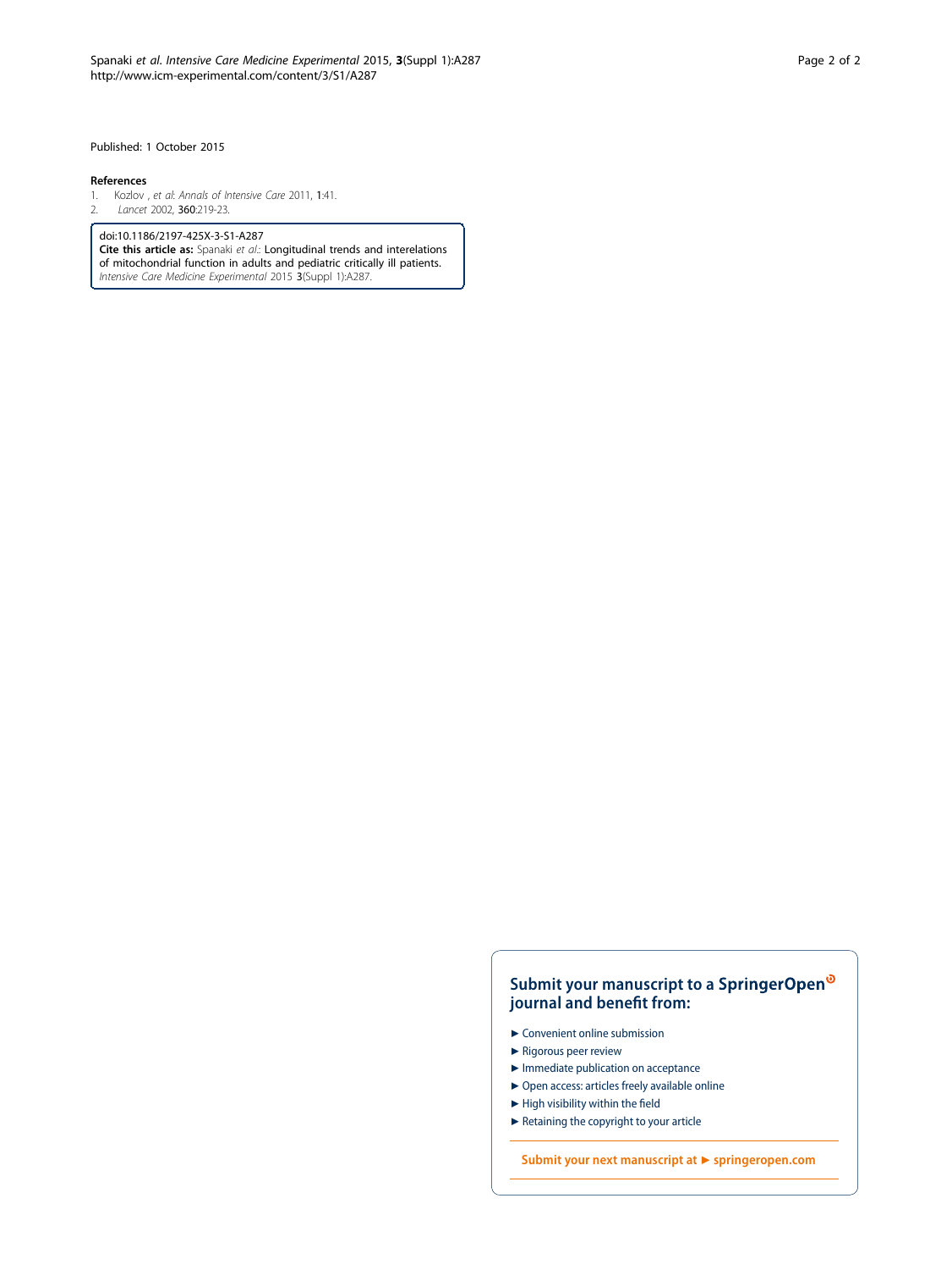Published: 1 October 2015

**References**

1. Kozlov , *et al*: *Annals of Intensive Care* 2011, **1**:41.
2. *Lancet* 2002, **360**:219-23.

doi:10.1186/2197-425X-3-S1-A287
**Cite this article as:** Spanaki *et al*.: Longitudinal trends and interelations of mitochondrial function in adults and pediatric critically ill patients. *Intensive Care Medicine Experimental* 2015 **3**(Suppl 1):A287.

**Submit your manuscript to a SpringerOpen journal and benefit from:**

- ► Convenient online submission
- ► Rigorous peer review
- ► Immediate publication on acceptance
- ► Open access: articles freely available online
- ► High visibility within the field
- ► Retaining the copyright to your article

**Submit your next manuscript at ► springeropen.com**